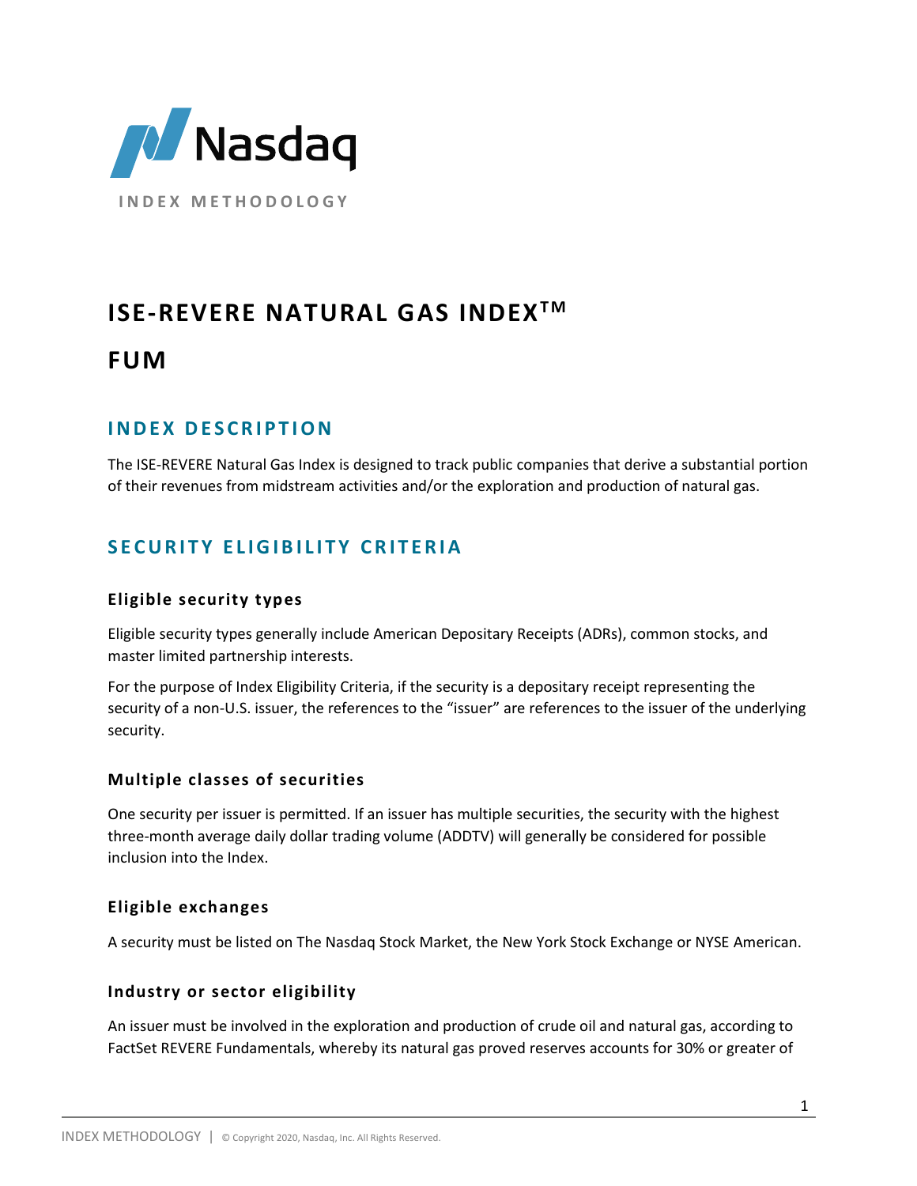Nasdaq

INDEX METHODOLOGY

# ISE-REVERE NATURAL GAS INDEX™

# FUM

## INDEX DESCRIPTION

The ISE-REVERE Natural Gas Index is designed to track public companies that derive a substantial portion of their revenues from midstream activities and/or the exploration and production of natural gas.

## SECURITY ELIGIBILITY CRITERIA

### Eligible security types

Eligible security types generally include American Depositary Receipts (ADRs), common stocks, and master limited partnership interests.

For the purpose of Index Eligibility Criteria, if the security is a depositary receipt representing the security of a non-U.S. issuer, the references to the "issuer" are references to the issuer of the underlying security.

### Multiple classes of securities

One security per issuer is permitted. If an issuer has multiple securities, the security with the highest three-month average daily dollar trading volume (ADDTV) will generally be considered for possible inclusion into the Index.

### Eligible exchanges

A security must be listed on The Nasdaq Stock Market, the New York Stock Exchange or NYSE American.

### Industry or sector eligibility

An issuer must be involved in the exploration and production of crude oil and natural gas, according to FactSet REVERE Fundamentals, whereby its natural gas proved reserves accounts for 30% or greater of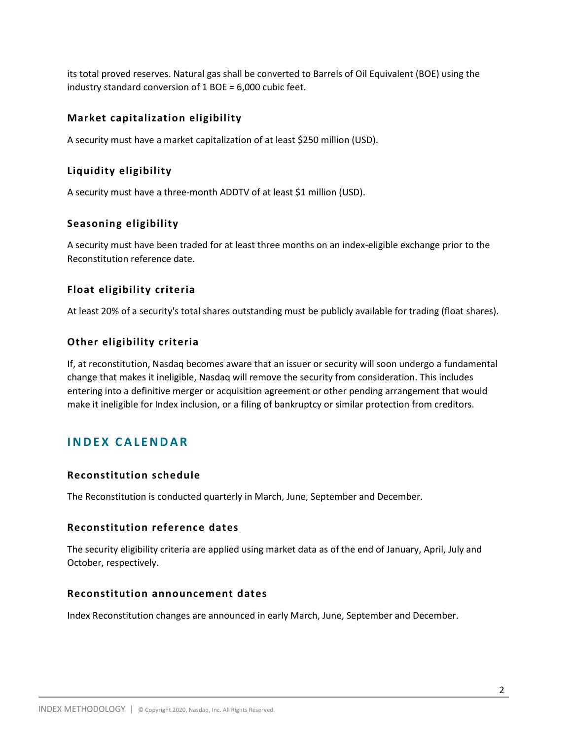its total proved reserves. Natural gas shall be converted to Barrels of Oil Equivalent (BOE) using the industry standard conversion of 1 BOE = 6,000 cubic feet.

### Market capitalization eligibility

A security must have a market capitalization of at least $250 million (USD).

### Liquidity eligibility

A security must have a three-month ADDTV of at least $1 million (USD).

### Seasoning eligibility

A security must have been traded for at least three months on an index-eligible exchange prior to the Reconstitution reference date.

### Float eligibility criteria

At least 20% of a security's total shares outstanding must be publicly available for trading (float shares).

### Other eligibility criteria

If, at reconstitution, Nasdaq becomes aware that an issuer or security will soon undergo a fundamental change that makes it ineligible, Nasdaq will remove the security from consideration. This includes entering into a definitive merger or acquisition agreement or other pending arrangement that would make it ineligible for Index inclusion, or a filing of bankruptcy or similar protection from creditors.

## INDEX CALENDAR

### Reconstitution schedule

The Reconstitution is conducted quarterly in March, June, September and December.

### Reconstitution reference dates

The security eligibility criteria are applied using market data as of the end of January, April, July and October, respectively.

### Reconstitution announcement dates

Index Reconstitution changes are announced in early March, June, September and December.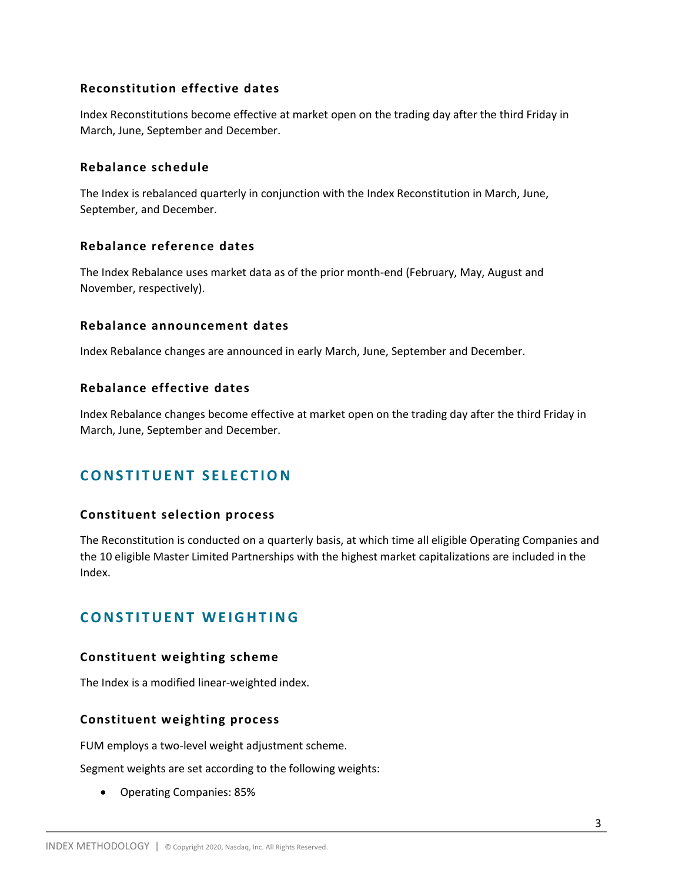### Reconstitution effective dates

Index Reconstitutions become effective at market open on the trading day after the third Friday in March, June, September and December.

### Rebalance schedule

The Index is rebalanced quarterly in conjunction with the Index Reconstitution in March, June, September, and December.

### Rebalance reference dates

The Index Rebalance uses market data as of the prior month-end (February, May, August and November, respectively).

### Rebalance announcement dates

Index Rebalance changes are announced in early March, June, September and December.

### Rebalance effective dates

Index Rebalance changes become effective at market open on the trading day after the third Friday in March, June, September and December.

## CONSTITUENT SELECTION

### Constituent selection process

The Reconstitution is conducted on a quarterly basis, at which time all eligible Operating Companies and the 10 eligible Master Limited Partnerships with the highest market capitalizations are included in the Index.

## CONSTITUENT WEIGHTING

### Constituent weighting scheme

The Index is a modified linear-weighted index.

### Constituent weighting process

FUM employs a two-level weight adjustment scheme.

Segment weights are set according to the following weights:

- Operating Companies: 85%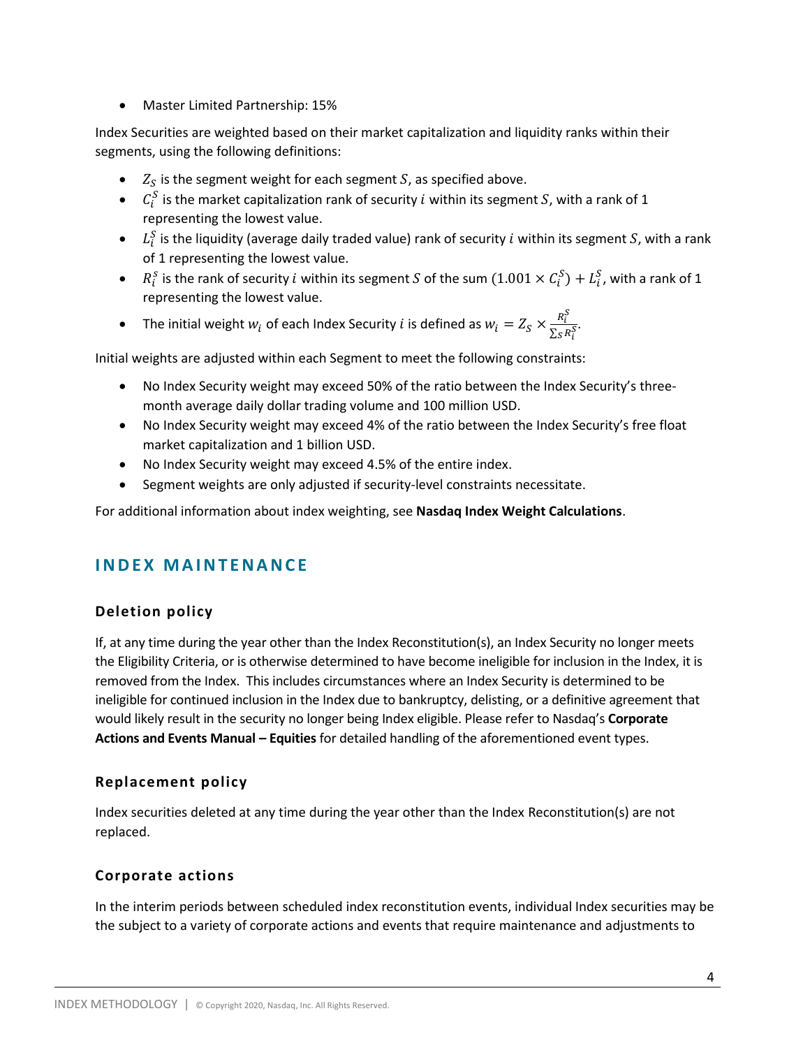- Master Limited Partnership: 15%

Index Securities are weighted based on their market capitalization and liquidity ranks within their segments, using the following definitions:

- $Z_S$ is the segment weight for each segment $S$, as specified above.
- $C_i^S$ is the market capitalization rank of security $i$ within its segment $S$, with a rank of 1 representing the lowest value.
- $L_i^S$ is the liquidity (average daily traded value) rank of security $i$ within its segment $S$, with a rank of 1 representing the lowest value.
- $R_i^s$ is the rank of security $i$ within its segment $S$ of the sum $(1.001 \times C_i^S) + L_i^S$, with a rank of 1 representing the lowest value.
- The initial weight $w_i$ of each Index Security $i$ is defined as $w_i = Z_S \times \frac{R_i^S}{\sum_S R_i^S}$.

Initial weights are adjusted within each Segment to meet the following constraints:

- No Index Security weight may exceed 50% of the ratio between the Index Security's three-month average daily dollar trading volume and 100 million USD.
- No Index Security weight may exceed 4% of the ratio between the Index Security's free float market capitalization and 1 billion USD.
- No Index Security weight may exceed 4.5% of the entire index.
- Segment weights are only adjusted if security-level constraints necessitate.

For additional information about index weighting, see **Nasdaq Index Weight Calculations**.

## INDEX MAINTENANCE

### Deletion policy

If, at any time during the year other than the Index Reconstitution(s), an Index Security no longer meets the Eligibility Criteria, or is otherwise determined to have become ineligible for inclusion in the Index, it is removed from the Index. This includes circumstances where an Index Security is determined to be ineligible for continued inclusion in the Index due to bankruptcy, delisting, or a definitive agreement that would likely result in the security no longer being Index eligible. Please refer to Nasdaq's **Corporate Actions and Events Manual – Equities** for detailed handling of the aforementioned event types.

### Replacement policy

Index securities deleted at any time during the year other than the Index Reconstitution(s) are not replaced.

### Corporate actions

In the interim periods between scheduled index reconstitution events, individual Index securities may be the subject to a variety of corporate actions and events that require maintenance and adjustments to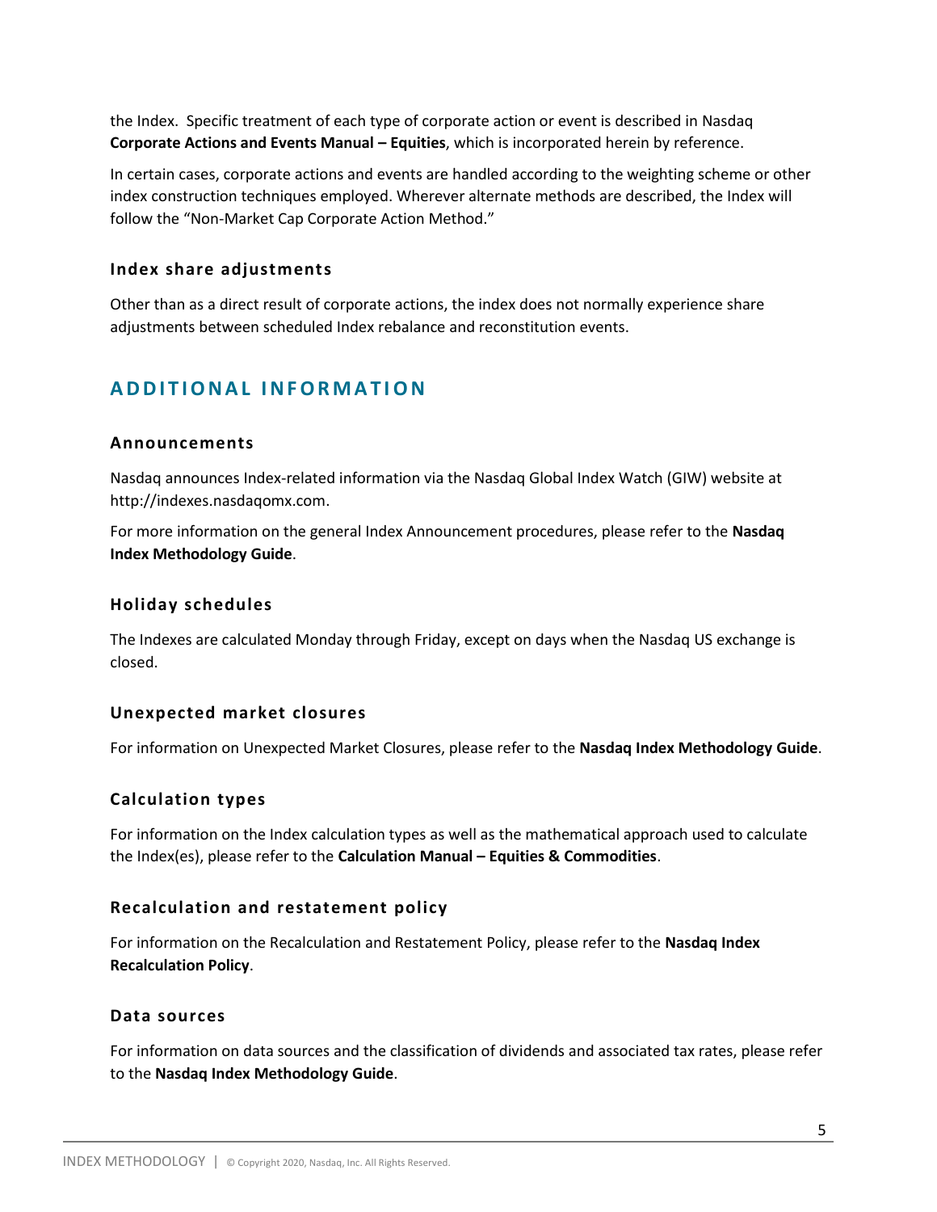the Index. Specific treatment of each type of corporate action or event is described in Nasdaq **Corporate Actions and Events Manual – Equities**, which is incorporated herein by reference.

In certain cases, corporate actions and events are handled according to the weighting scheme or other index construction techniques employed. Wherever alternate methods are described, the Index will follow the "Non-Market Cap Corporate Action Method."

### Index share adjustments

Other than as a direct result of corporate actions, the index does not normally experience share adjustments between scheduled Index rebalance and reconstitution events.

## ADDITIONAL INFORMATION

### Announcements

Nasdaq announces Index-related information via the Nasdaq Global Index Watch (GIW) website at http://indexes.nasdaqomx.com.

For more information on the general Index Announcement procedures, please refer to the **Nasdaq Index Methodology Guide**.

### Holiday schedules

The Indexes are calculated Monday through Friday, except on days when the Nasdaq US exchange is closed.

### Unexpected market closures

For information on Unexpected Market Closures, please refer to the **Nasdaq Index Methodology Guide**.

### Calculation types

For information on the Index calculation types as well as the mathematical approach used to calculate the Index(es), please refer to the **Calculation Manual – Equities & Commodities**.

### Recalculation and restatement policy

For information on the Recalculation and Restatement Policy, please refer to the **Nasdaq Index Recalculation Policy**.

### Data sources

For information on data sources and the classification of dividends and associated tax rates, please refer to the **Nasdaq Index Methodology Guide**.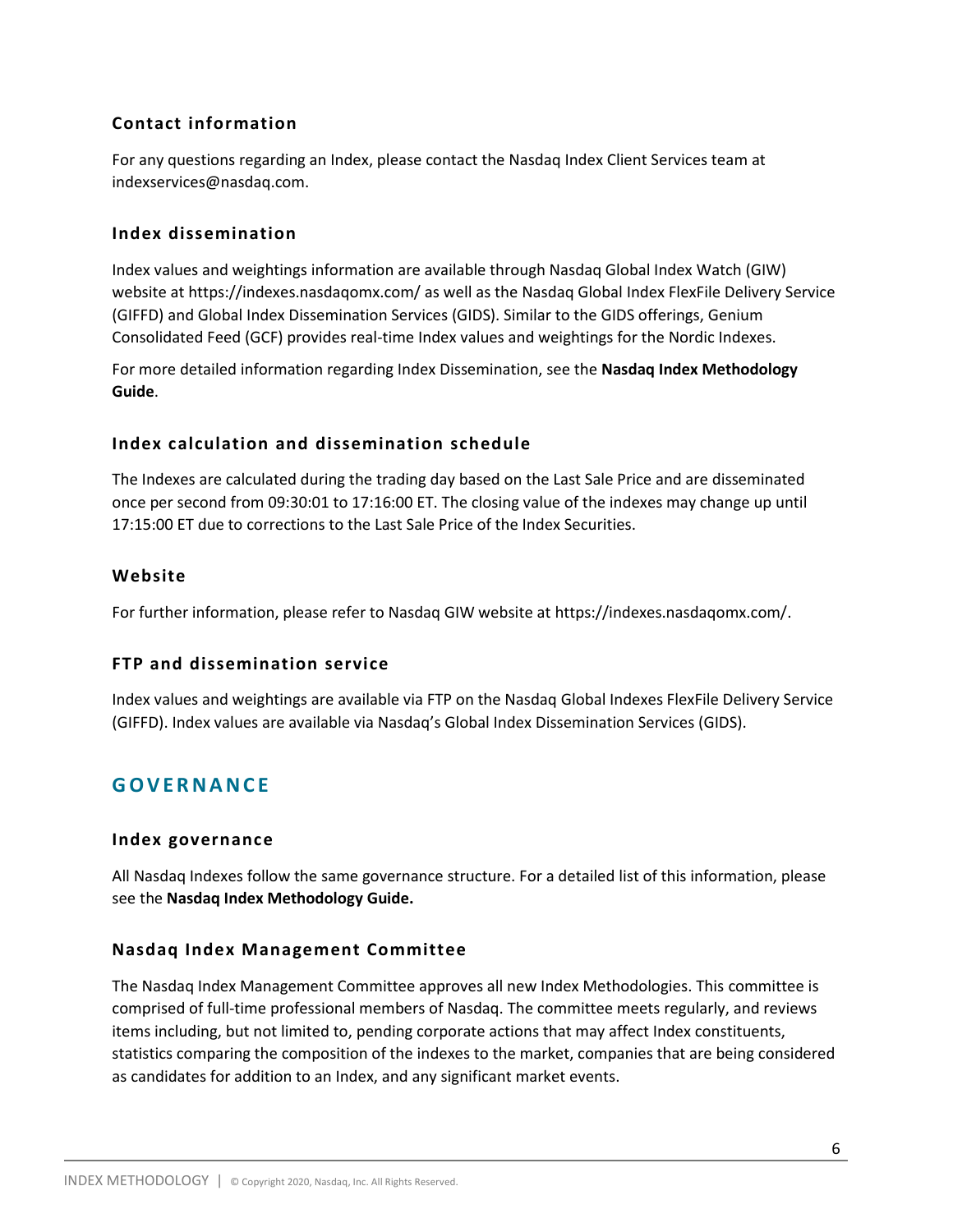### Contact information

For any questions regarding an Index, please contact the Nasdaq Index Client Services team at indexservices@nasdaq.com.

### Index dissemination

Index values and weightings information are available through Nasdaq Global Index Watch (GIW) website at https://indexes.nasdaqomx.com/ as well as the Nasdaq Global Index FlexFile Delivery Service (GIFFD) and Global Index Dissemination Services (GIDS). Similar to the GIDS offerings, Genium Consolidated Feed (GCF) provides real-time Index values and weightings for the Nordic Indexes.

For more detailed information regarding Index Dissemination, see the **Nasdaq Index Methodology Guide**.

### Index calculation and dissemination schedule

The Indexes are calculated during the trading day based on the Last Sale Price and are disseminated once per second from 09:30:01 to 17:16:00 ET. The closing value of the indexes may change up until 17:15:00 ET due to corrections to the Last Sale Price of the Index Securities.

### Website

For further information, please refer to Nasdaq GIW website at https://indexes.nasdaqomx.com/.

### FTP and dissemination service

Index values and weightings are available via FTP on the Nasdaq Global Indexes FlexFile Delivery Service (GIFFD). Index values are available via Nasdaq's Global Index Dissemination Services (GIDS).

## GOVERNANCE

### Index governance

All Nasdaq Indexes follow the same governance structure. For a detailed list of this information, please see the **Nasdaq Index Methodology Guide.**

### Nasdaq Index Management Committee

The Nasdaq Index Management Committee approves all new Index Methodologies. This committee is comprised of full-time professional members of Nasdaq. The committee meets regularly, and reviews items including, but not limited to, pending corporate actions that may affect Index constituents, statistics comparing the composition of the indexes to the market, companies that are being considered as candidates for addition to an Index, and any significant market events.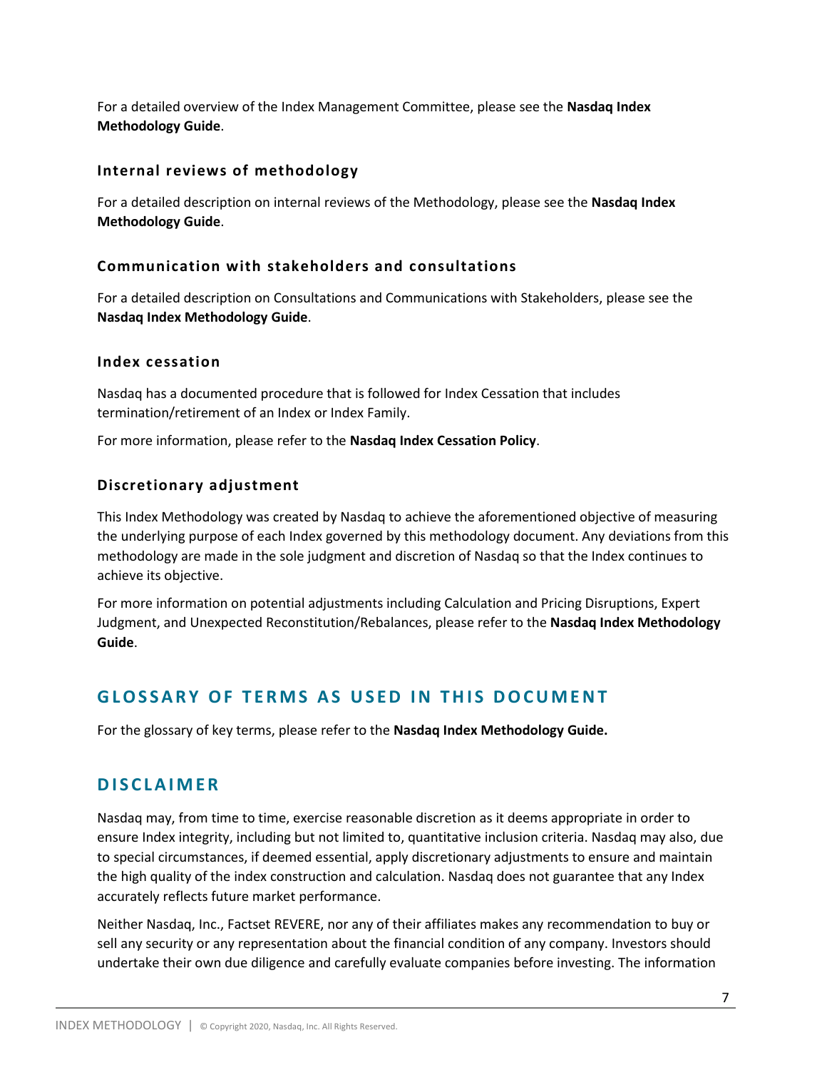For a detailed overview of the Index Management Committee, please see the **Nasdaq Index Methodology Guide**.

### Internal reviews of methodology

For a detailed description on internal reviews of the Methodology, please see the **Nasdaq Index Methodology Guide**.

### Communication with stakeholders and consultations

For a detailed description on Consultations and Communications with Stakeholders, please see the **Nasdaq Index Methodology Guide**.

### Index cessation

Nasdaq has a documented procedure that is followed for Index Cessation that includes termination/retirement of an Index or Index Family.

For more information, please refer to the **Nasdaq Index Cessation Policy**.

### Discretionary adjustment

This Index Methodology was created by Nasdaq to achieve the aforementioned objective of measuring the underlying purpose of each Index governed by this methodology document. Any deviations from this methodology are made in the sole judgment and discretion of Nasdaq so that the Index continues to achieve its objective.

For more information on potential adjustments including Calculation and Pricing Disruptions, Expert Judgment, and Unexpected Reconstitution/Rebalances, please refer to the **Nasdaq Index Methodology Guide**.

## GLOSSARY OF TERMS AS USED IN THIS DOCUMENT

For the glossary of key terms, please refer to the **Nasdaq Index Methodology Guide.**

## DISCLAIMER

Nasdaq may, from time to time, exercise reasonable discretion as it deems appropriate in order to ensure Index integrity, including but not limited to, quantitative inclusion criteria. Nasdaq may also, due to special circumstances, if deemed essential, apply discretionary adjustments to ensure and maintain the high quality of the index construction and calculation. Nasdaq does not guarantee that any Index accurately reflects future market performance.

Neither Nasdaq, Inc., Factset REVERE, nor any of their affiliates makes any recommendation to buy or sell any security or any representation about the financial condition of any company. Investors should undertake their own due diligence and carefully evaluate companies before investing. The information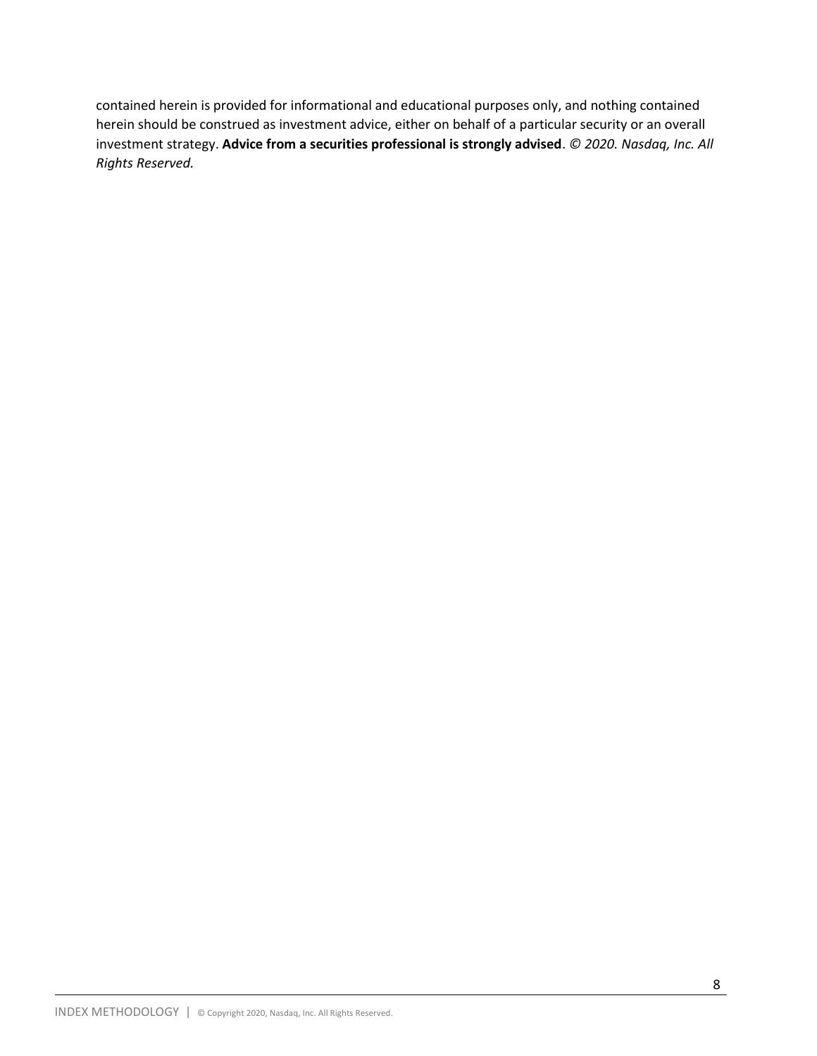contained herein is provided for informational and educational purposes only, and nothing contained herein should be construed as investment advice, either on behalf of a particular security or an overall investment strategy. **Advice from a securities professional is strongly advised**. *© 2020. Nasdaq, Inc. All Rights Reserved.*